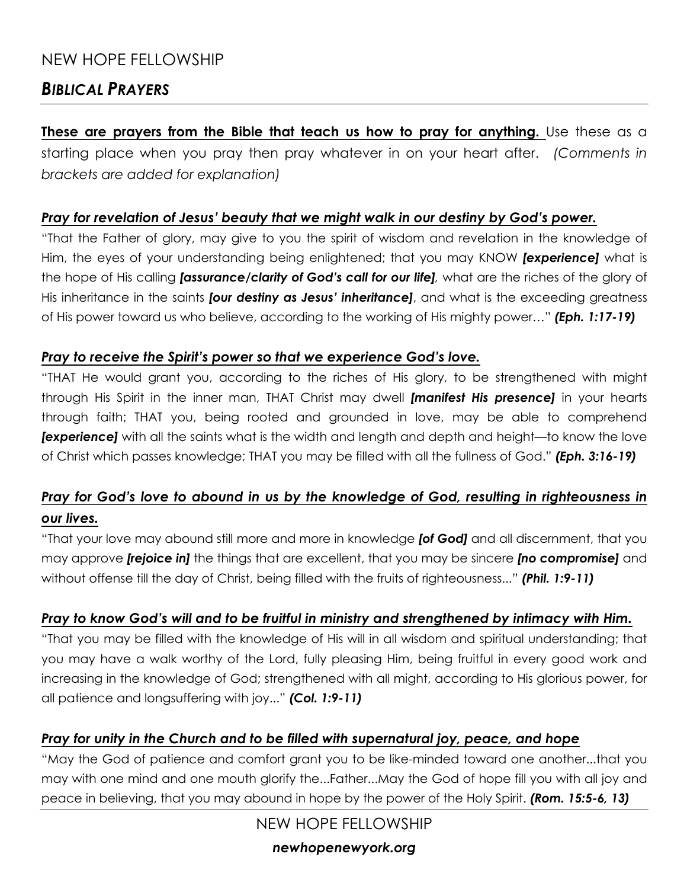# NEW HOPE FELLOWSHIP

## *BIBLICAL PRAYERS*

**These are prayers from the Bible that teach us how to pray for anything.** Use these as a starting place when you pray then pray whatever in on your heart after. *(Comments in brackets are added for explanation)*

### *Pray for revelation of Jesus' beauty that we might walk in our destiny by God's power.*

"That the Father of glory, may give to you the spirit of wisdom and revelation in the knowledge of Him, the eyes of your understanding being enlightened; that you may KNOW ***[experience]*** what is the hope of His calling ***[assurance/clarity of God's call for our life]***, what are the riches of the glory of His inheritance in the saints ***[our destiny as Jesus' inheritance]***, and what is the exceeding greatness of His power toward us who believe, according to the working of His mighty power…" ***(Eph. 1:17-19)***

### *Pray to receive the Spirit's power so that we experience God's love.*

"THAT He would grant you, according to the riches of His glory, to be strengthened with might through His Spirit in the inner man, THAT Christ may dwell ***[manifest His presence]*** in your hearts through faith; THAT you, being rooted and grounded in love, may be able to comprehend ***[experience]*** with all the saints what is the width and length and depth and height—to know the love of Christ which passes knowledge; THAT you may be filled with all the fullness of God." ***(Eph. 3:16-19)***

### *Pray for God's love to abound in us by the knowledge of God, resulting in righteousness in our lives.*

"That your love may abound still more and more in knowledge ***[of God]*** and all discernment, that you may approve ***[rejoice in]*** the things that are excellent, that you may be sincere ***[no compromise]*** and without offense till the day of Christ, being filled with the fruits of righteousness..." ***(Phil. 1:9-11)***

### *Pray to know God's will and to be fruitful in ministry and strengthened by intimacy with Him.*

"That you may be filled with the knowledge of His will in all wisdom and spiritual understanding; that you may have a walk worthy of the Lord, fully pleasing Him, being fruitful in every good work and increasing in the knowledge of God; strengthened with all might, according to His glorious power, for all patience and longsuffering with joy..." ***(Col. 1:9-11)***

### *Pray for unity in the Church and to be filled with supernatural joy, peace, and hope*

"May the God of patience and comfort grant you to be like-minded toward one another...that you may with one mind and one mouth glorify the...Father...May the God of hope fill you with all joy and peace in believing, that you may abound in hope by the power of the Holy Spirit. ***(Rom. 15:5-6, 13)***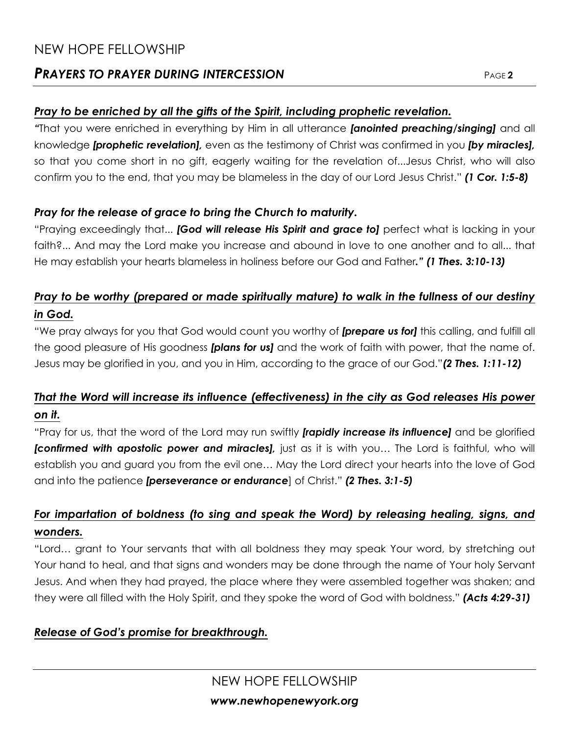### ***Pray to be enriched by all the gifts of the Spirit, including prophetic revelation.***

*"*That you were enriched in everything by Him in all utterance ***[anointed preaching/singing]*** and all knowledge ***[prophetic revelation],*** even as the testimony of Christ was confirmed in you ***[by miracles],*** so that you come short in no gift, eagerly waiting for the revelation of...Jesus Christ, who will also confirm you to the end, that you may be blameless in the day of our Lord Jesus Christ." ***(1 Cor. 1:5-8)***

### ***Pray for the release of grace to bring the Church to maturity.***

"Praying exceedingly that... ***[God will release His Spirit and grace to]*** perfect what is lacking in your faith?... And may the Lord make you increase and abound in love to one another and to all... that He may establish your hearts blameless in holiness before our God and Father***." (1 Thes. 3:10-13)***

### ***Pray to be worthy (prepared or made spiritually mature) to walk in the fullness of our destiny in God.***

"We pray always for you that God would count you worthy of ***[prepare us for]*** this calling, and fulfill all the good pleasure of His goodness ***[plans for us]*** and the work of faith with power, that the name of. Jesus may be glorified in you, and you in Him, according to the grace of our God."***(2 Thes. 1:11-12)***

### ***That the Word will increase its influence (effectiveness) in the city as God releases His power on it.***

"Pray for us, that the word of the Lord may run swiftly ***[rapidly increase its influence]*** and be glorified ***[confirmed with apostolic power and miracles],*** just as it is with you… The Lord is faithful, who will establish you and guard you from the evil one… May the Lord direct your hearts into the love of God and into the patience ***[perseverance or endurance***] of Christ." ***(2 Thes. 3:1-5)***

### ***For impartation of boldness (to sing and speak the Word) by releasing healing, signs, and wonders.***

"Lord… grant to Your servants that with all boldness they may speak Your word, by stretching out Your hand to heal, and that signs and wonders may be done through the name of Your holy Servant Jesus. And when they had prayed, the place where they were assembled together was shaken; and they were all filled with the Holy Spirit, and they spoke the word of God with boldness." ***(Acts 4:29-31)***

### ***Release of God's promise for breakthrough.***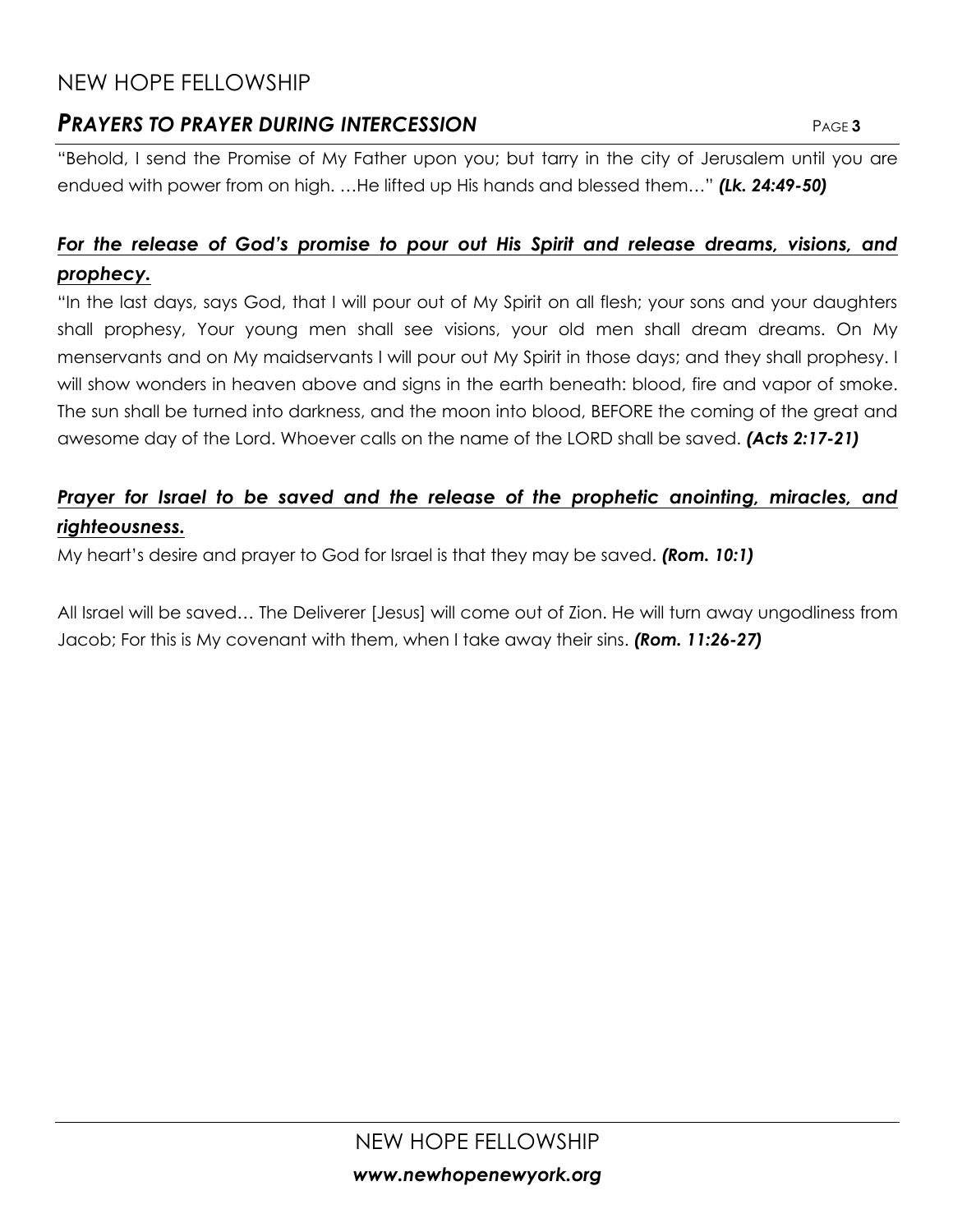"Behold, I send the Promise of My Father upon you; but tarry in the city of Jerusalem until you are endued with power from on high. …He lifted up His hands and blessed them…" ***(Lk. 24:49-50)***

### ***<u>For the release of God's promise to pour out His Spirit and release dreams, visions, and prophecy.</u>***

"In the last days, says God, that I will pour out of My Spirit on all flesh; your sons and your daughters shall prophesy, Your young men shall see visions, your old men shall dream dreams. On My menservants and on My maidservants I will pour out My Spirit in those days; and they shall prophesy. I will show wonders in heaven above and signs in the earth beneath: blood, fire and vapor of smoke. The sun shall be turned into darkness, and the moon into blood, BEFORE the coming of the great and awesome day of the Lord. Whoever calls on the name of the LORD shall be saved. ***(Acts 2:17-21)***

### ***<u>Prayer for Israel to be saved and the release of the prophetic anointing, miracles, and righteousness.</u>***

My heart's desire and prayer to God for Israel is that they may be saved. ***(Rom. 10:1)***

All Israel will be saved… The Deliverer [Jesus] will come out of Zion. He will turn away ungodliness from Jacob; For this is My covenant with them, when I take away their sins. ***(Rom. 11:26-27)***